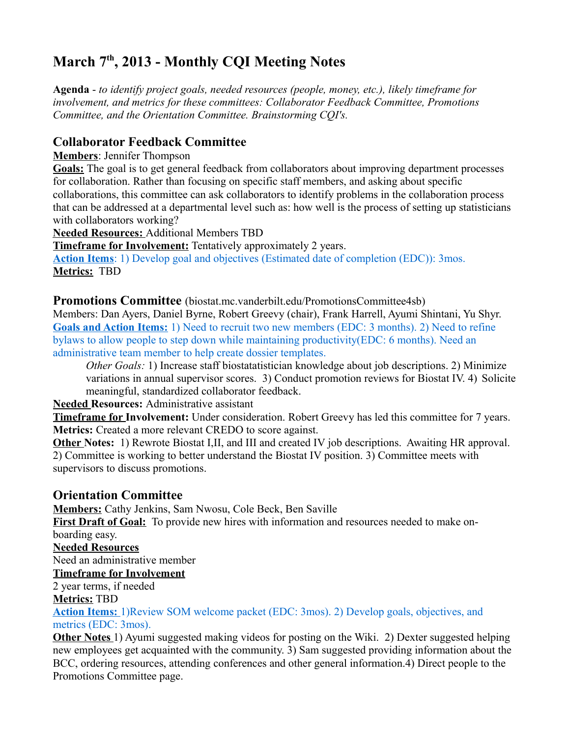# March 7th, 2013 - Monthly CQI Meeting Notes

**Agenda** - *to identify project goals, needed resources (people, money, etc.), likely timeframe for involvement, and metrics for these committees: Collaborator Feedback Committee, Promotions Committee, and the Orientation Committee. Brainstorming CQI's.*

## Collaborator Feedback Committee

**Members**: Jennifer Thompson

**Goals:** The goal is to get general feedback from collaborators about improving department processes for collaboration. Rather than focusing on specific staff members, and asking about specific collaborations, this committee can ask collaborators to identify problems in the collaboration process that can be addressed at a departmental level such as: how well is the process of setting up statisticians with collaborators working?

**Needed Resources:** Additional Members TBD

**Timeframe for Involvement:** Tentatively approximately 2 years.

**Action Items**: 1) Develop goal and objectives (Estimated date of completion (EDC)): 3mos.

**Metrics:** TBD

## Promotions Committee (biostat.mc.vanderbilt.edu/PromotionsCommittee4sb)

Members: Dan Ayers, Daniel Byrne, Robert Greevy (chair), Frank Harrell, Ayumi Shintani, Yu Shyr.

**Goals and Action Items:** 1) Need to recruit two new members (EDC: 3 months). 2) Need to refine bylaws to allow people to step down while maintaining productivity(EDC: 6 months). Need an administrative team member to help create dossier templates.

*Other Goals:* 1) Increase staff biostatatistician knowledge about job descriptions. 2) Minimize variations in annual supervisor scores. 3) Conduct promotion reviews for Biostat IV. 4) Solicite meaningful, standardized collaborator feedback.

**Needed Resources:** Administrative assistant

**Timeframe for Involvement:** Under consideration. Robert Greevy has led this committee for 7 years.

**Metrics:** Created a more relevant CREDO to score against.

**Other Notes:** 1) Rewrote Biostat I,II, and III and created IV job descriptions. Awaiting HR approval. 2) Committee is working to better understand the Biostat IV position. 3) Committee meets with supervisors to discuss promotions.

## Orientation Committee

**Members:** Cathy Jenkins, Sam Nwosu, Cole Beck, Ben Saville

**First Draft of Goal:** To provide new hires with information and resources needed to make on-boarding easy.

**Needed Resources**

Need an administrative member

**Timeframe for Involvement**

2 year terms, if needed

**Metrics:** TBD

**Action Items:** 1)Review SOM welcome packet (EDC: 3mos). 2) Develop goals, objectives, and metrics (EDC: 3mos).

**Other Notes** 1) Ayumi suggested making videos for posting on the Wiki. 2) Dexter suggested helping new employees get acquainted with the community. 3) Sam suggested providing information about the BCC, ordering resources, attending conferences and other general information.4) Direct people to the Promotions Committee page.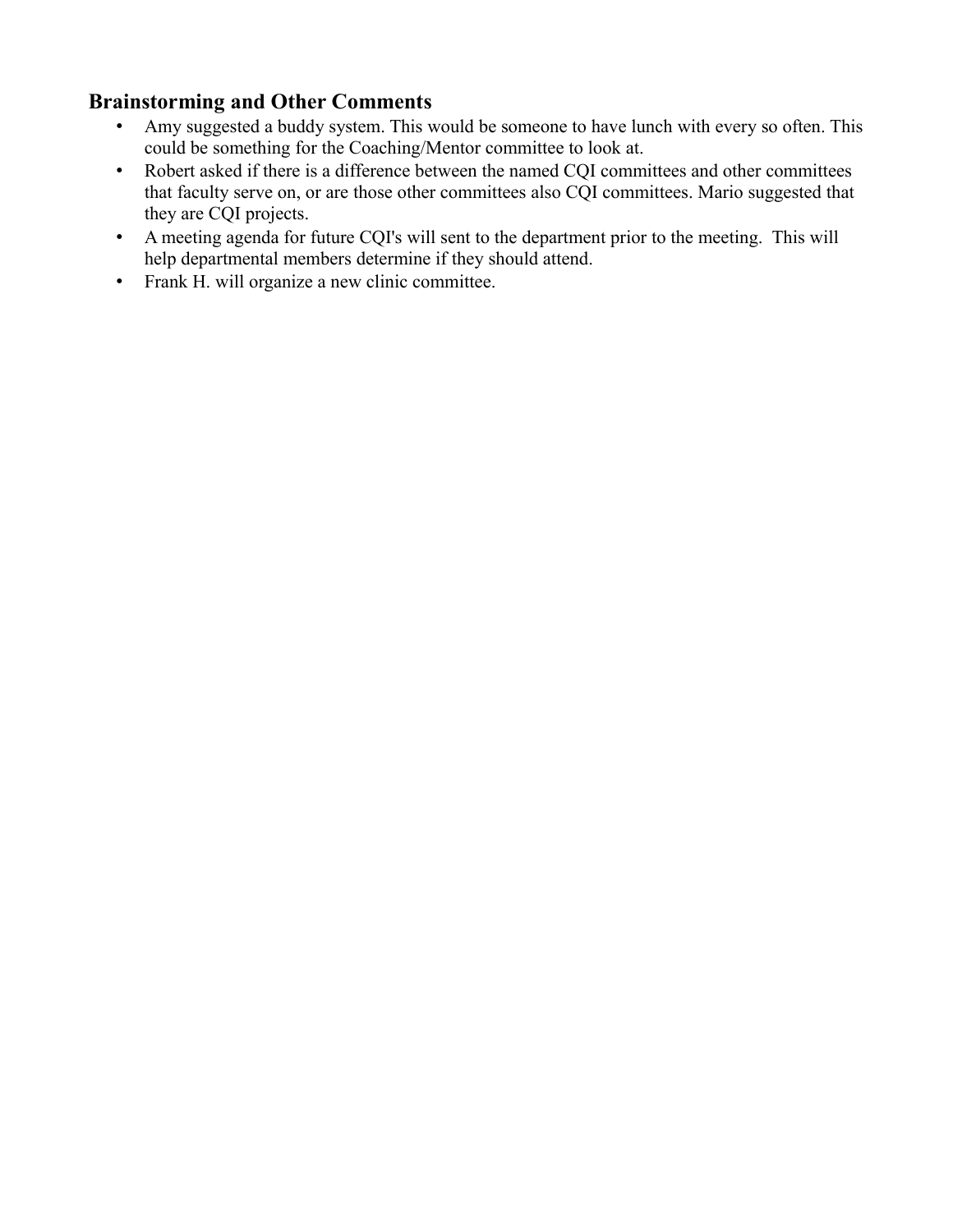## Brainstorming and Other Comments

- Amy suggested a buddy system. This would be someone to have lunch with every so often. This could be something for the Coaching/Mentor committee to look at.
- Robert asked if there is a difference between the named CQI committees and other committees that faculty serve on, or are those other committees also CQI committees. Mario suggested that they are CQI projects.
- A meeting agenda for future CQI's will sent to the department prior to the meeting. This will help departmental members determine if they should attend.
- Frank H. will organize a new clinic committee.